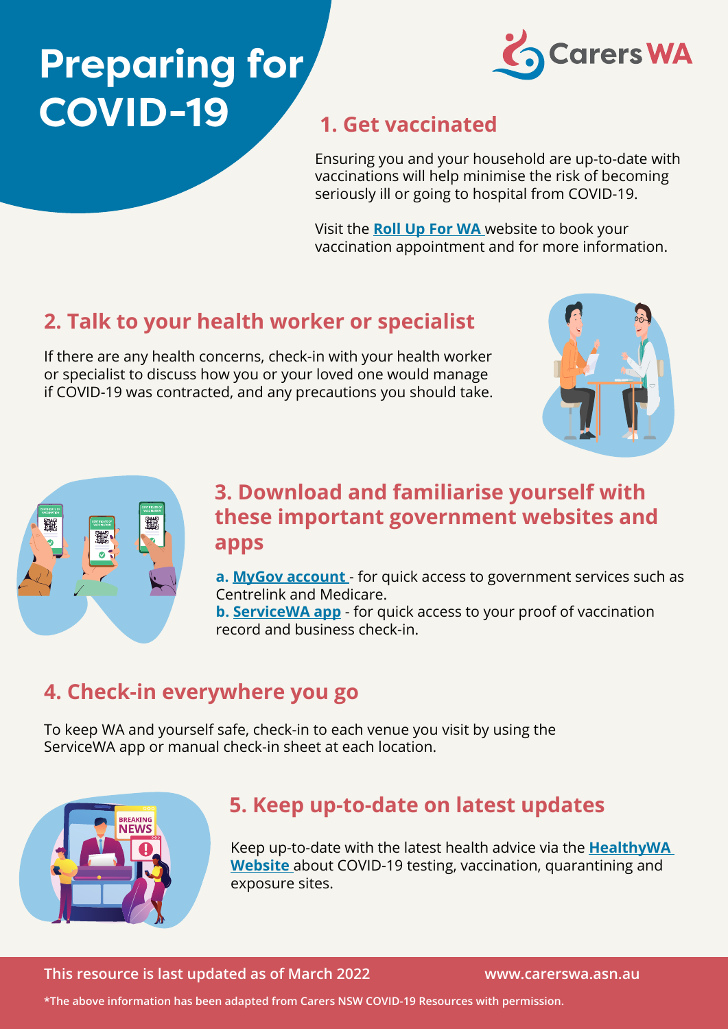# Preparing for COVID-19

Carers WA

## 1. Get vaccinated

Ensuring you and your household are up-to-date with vaccinations will help minimise the risk of becoming seriously ill or going to hospital from COVID-19.

Visit the **Roll Up For WA** website to book your vaccination appointment and for more information.

## 2. Talk to your health worker or specialist

If there are any health concerns, check-in with your health worker or specialist to discuss how you or your loved one would manage if COVID-19 was contracted, and any precautions you should take.

## 3. Download and familiarise yourself with these important government websites and apps

**a. MyGov account** - for quick access to government services such as Centrelink and Medicare.
**b. ServiceWA app** - for quick access to your proof of vaccination record and business check-in.

## 4. Check-in everywhere you go

To keep WA and yourself safe, check-in to each venue you visit by using the ServiceWA app or manual check-in sheet at each location.

## 5. Keep up-to-date on latest updates

Keep up-to-date with the latest health advice via the **HealthyWA Website** about COVID-19 testing, vaccination, quarantining and exposure sites.

**This resource is last updated as of March 2022** **www.carerswa.asn.au**

**\*The above information has been adapted from Carers NSW COVID-19 Resources with permission.**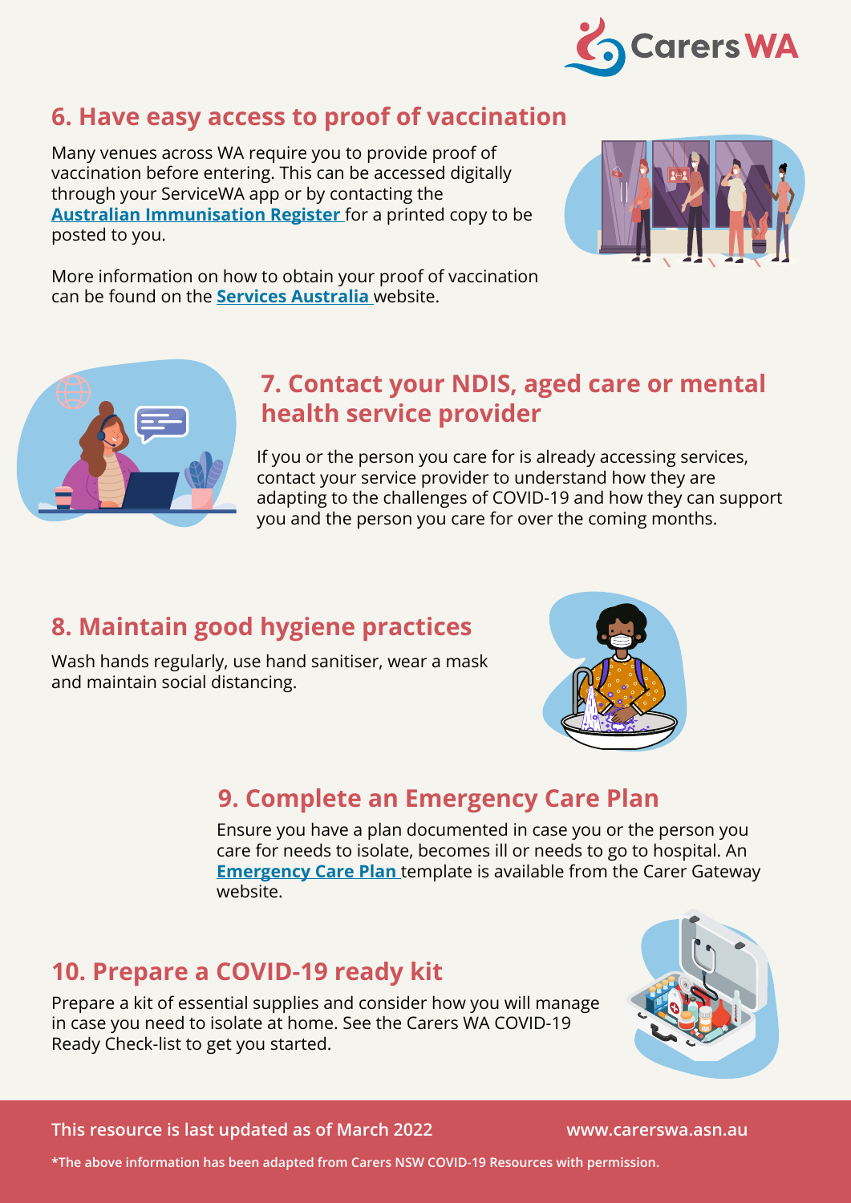## 6. Have easy access to proof of vaccination

Many venues across WA require you to provide proof of vaccination before entering. This can be accessed digitally through your ServiceWA app or by contacting the **Australian Immunisation Register** for a printed copy to be posted to you.

More information on how to obtain your proof of vaccination can be found on the **Services Australia** website.

## 7. Contact your NDIS, aged care or mental health service provider

If you or the person you care for is already accessing services, contact your service provider to understand how they are adapting to the challenges of COVID-19 and how they can support you and the person you care for over the coming months.

## 8. Maintain good hygiene practices

Wash hands regularly, use hand sanitiser, wear a mask and maintain social distancing.

## 9. Complete an Emergency Care Plan

Ensure you have a plan documented in case you or the person you care for needs to isolate, becomes ill or needs to go to hospital. An **Emergency Care Plan** template is available from the Carer Gateway website.

## 10. Prepare a COVID-19 ready kit

Prepare a kit of essential supplies and consider how you will manage in case you need to isolate at home. See the Carers WA COVID-19 Ready Check-list to get you started.

**This resource is last updated as of March 2022** **www.carerswa.asn.au**

**\*The above information has been adapted from Carers NSW COVID-19 Resources with permission.**